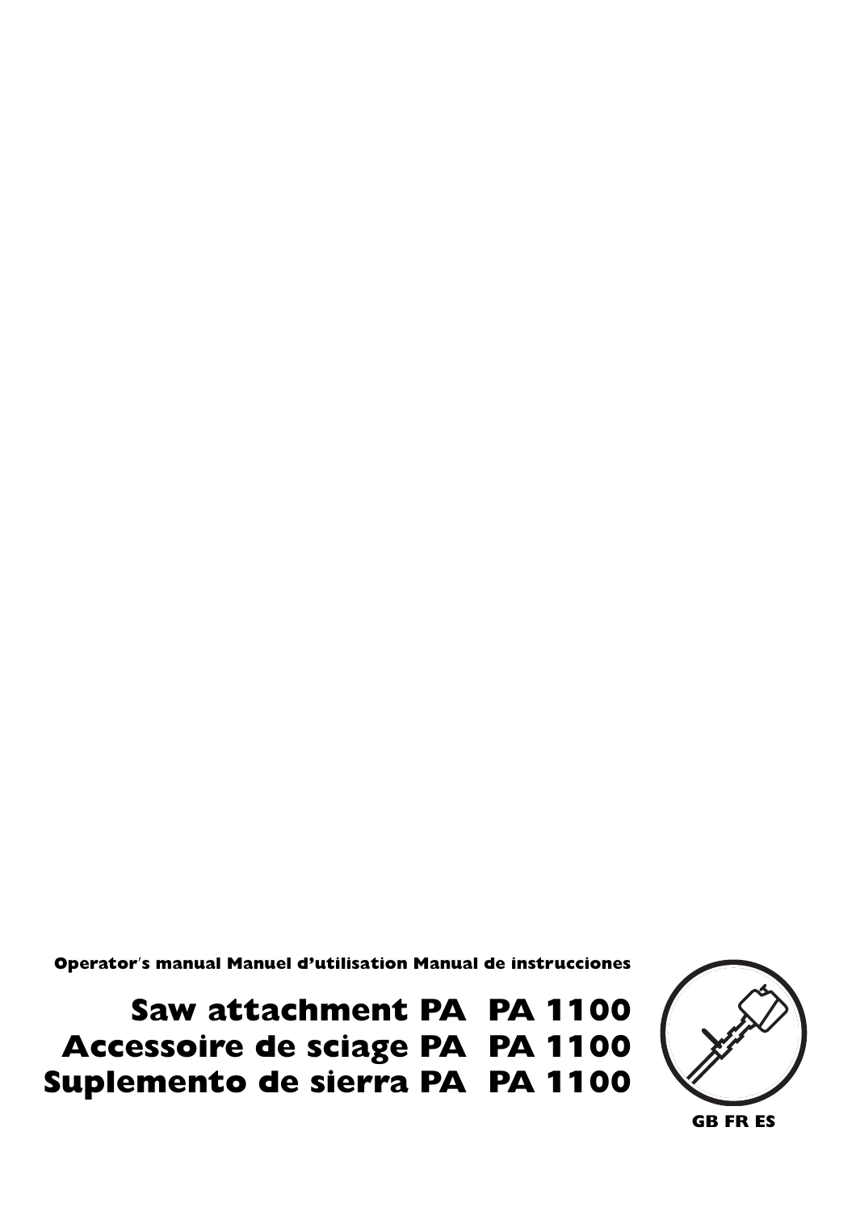**Operator's manual Manuel d'utilisation Manual de instrucciones**

# Saw attachment PA PA 1100
# Accessoire de sciage PA PA 1100
# Suplemento de sierra PA PA 1100

GB FR ES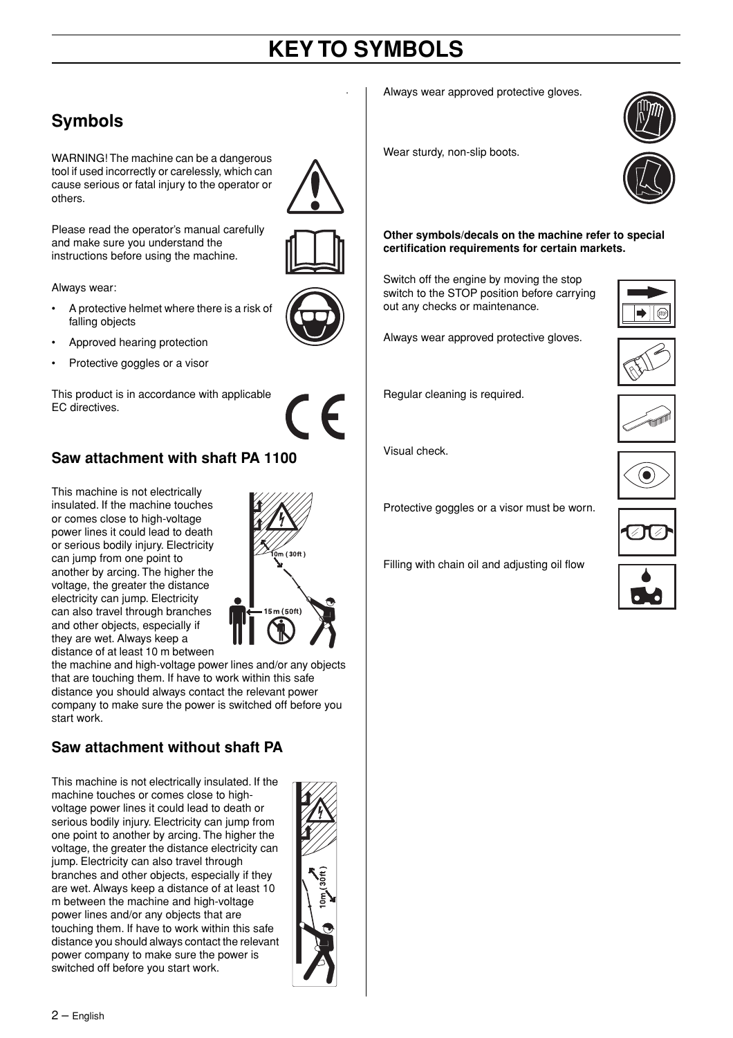# KEY TO SYMBOLS

## Symbols

WARNING! The machine can be a dangerous tool if used incorrectly or carelessly, which can cause serious or fatal injury to the operator or others.

Please read the operator's manual carefully and make sure you understand the instructions before using the machine.

Always wear:

- A protective helmet where there is a risk of falling objects
- Approved hearing protection
- Protective goggles or a visor

This product is in accordance with applicable EC directives.

### Saw attachment with shaft PA 1100

This machine is not electrically insulated. If the machine touches or comes close to high-voltage power lines it could lead to death or serious bodily injury. Electricity can jump from one point to another by arcing. The higher the voltage, the greater the distance electricity can jump. Electricity can also travel through branches and other objects, especially if they are wet. Always keep a distance of at least 10 m between the machine and high-voltage power lines and/or any objects that are touching them. If have to work within this safe distance you should always contact the relevant power company to make sure the power is switched off before you start work.

### Saw attachment without shaft PA

This machine is not electrically insulated. If the machine touches or comes close to high-voltage power lines it could lead to death or serious bodily injury. Electricity can jump from one point to another by arcing. The higher the voltage, the greater the distance electricity can jump. Electricity can also travel through branches and other objects, especially if they are wet. Always keep a distance of at least 10 m between the machine and high-voltage power lines and/or any objects that are touching them. If have to work within this safe distance you should always contact the relevant power company to make sure the power is switched off before you start work.

Always wear approved protective gloves.

Wear sturdy, non-slip boots.

**Other symbols/decals on the machine refer to special certification requirements for certain markets.**

Switch off the engine by moving the stop switch to the STOP position before carrying out any checks or maintenance.

Always wear approved protective gloves.

Regular cleaning is required.

Visual check.

Protective goggles or a visor must be worn.

Filling with chain oil and adjusting oil flow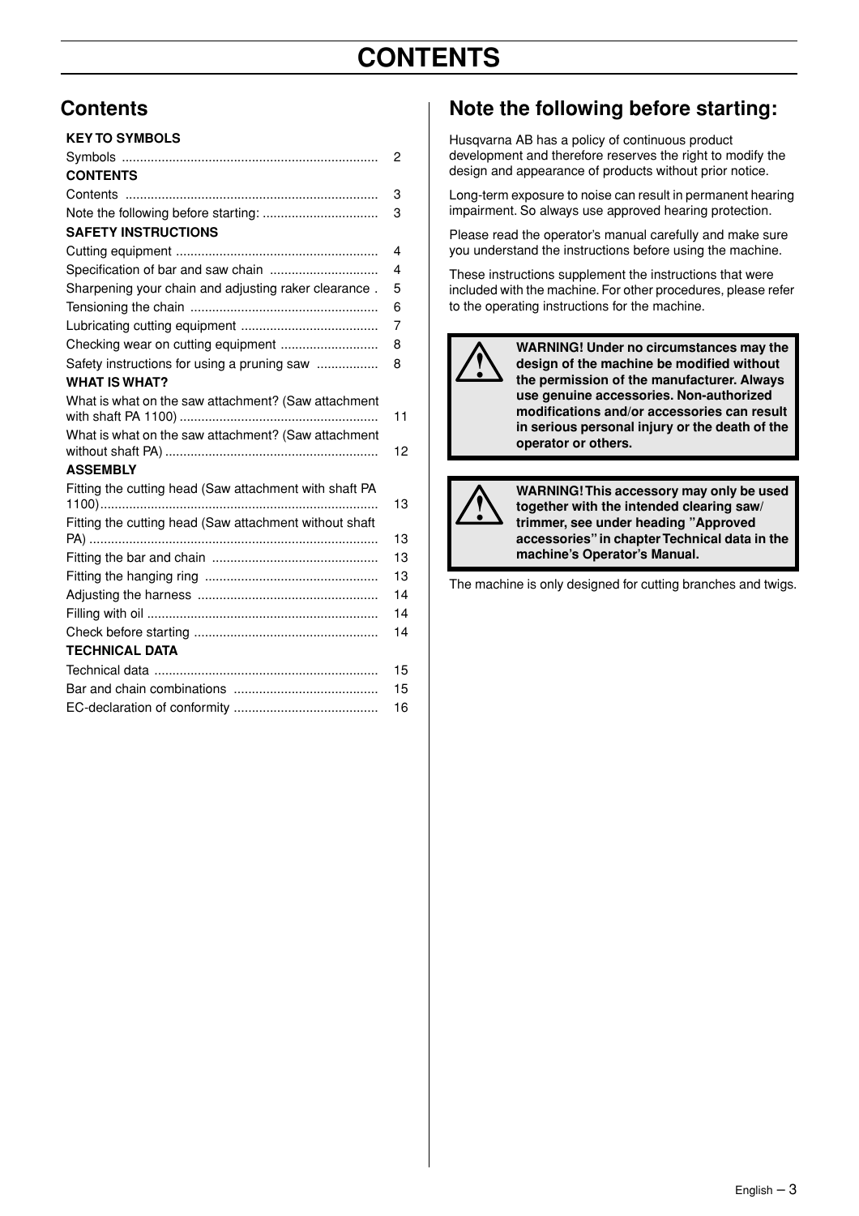# CONTENTS

## Contents

**KEY TO SYMBOLS**

Symbols ..................................................................... 2

**CONTENTS**

Contents ..................................................................... 3

Note the following before starting: ................................ 3

**SAFETY INSTRUCTIONS**

Cutting equipment ....................................................... 4

Specification of bar and saw chain .............................. 4

Sharpening your chain and adjusting raker clearance . 5

Tensioning the chain ................................................... 6

Lubricating cutting equipment ...................................... 7

Checking wear on cutting equipment ........................... 8

Safety instructions for using a pruning saw ................. 8

**WHAT IS WHAT?**

What is what on the saw attachment? (Saw attachment with shaft PA 1100) ...................................................... 11

What is what on the saw attachment? (Saw attachment without shaft PA) .......................................................... 12

**ASSEMBLY**

Fitting the cutting head (Saw attachment with shaft PA 1100)............................................................................ 13

Fitting the cutting head (Saw attachment without shaft PA) ............................................................................... 13

Fitting the bar and chain ............................................. 13

Fitting the hanging ring ................................................ 13

Adjusting the harness ................................................. 14

Filling with oil ............................................................... 14

Check before starting .................................................. 14

**TECHNICAL DATA**

Technical data ............................................................. 15

Bar and chain combinations ........................................ 15

EC-declaration of conformity ....................................... 16

## Note the following before starting:

Husqvarna AB has a policy of continuous product development and therefore reserves the right to modify the design and appearance of products without prior notice.

Long-term exposure to noise can result in permanent hearing impairment. So always use approved hearing protection.

Please read the operator's manual carefully and make sure you understand the instructions before using the machine.

These instructions supplement the instructions that were included with the machine. For other procedures, please refer to the operating instructions for the machine.

**WARNING! Under no circumstances may the design of the machine be modified without the permission of the manufacturer. Always use genuine accessories. Non-authorized modifications and/or accessories can result in serious personal injury or the death of the operator or others.**

**WARNING! This accessory may only be used together with the intended clearing saw/ trimmer, see under heading "Approved accessories" in chapter Technical data in the machine's Operator's Manual.**

The machine is only designed for cutting branches and twigs.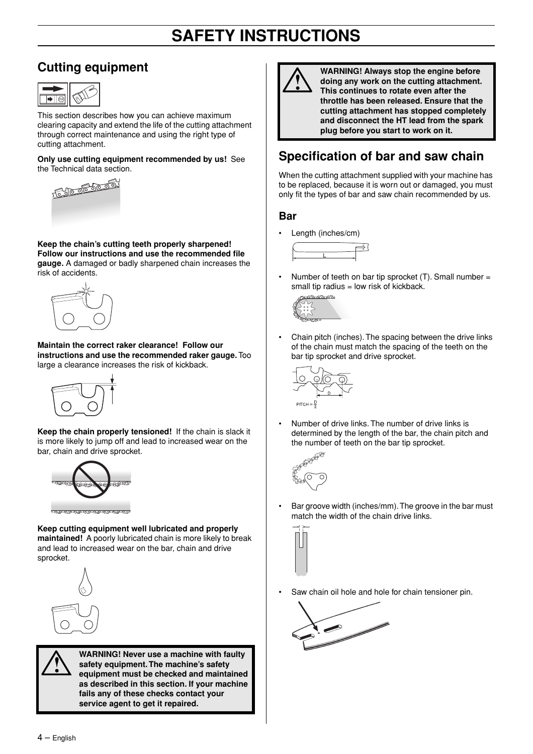# SAFETY INSTRUCTIONS

## Cutting equipment

This section describes how you can achieve maximum clearing capacity and extend the life of the cutting attachment through correct maintenance and using the right type of cutting attachment.

**Only use cutting equipment recommended by us!** See the Technical data section.

**Keep the chain's cutting teeth properly sharpened! Follow our instructions and use the recommended file gauge.** A damaged or badly sharpened chain increases the risk of accidents.

**Maintain the correct raker clearance! Follow our instructions and use the recommended raker gauge.** Too large a clearance increases the risk of kickback.

**Keep the chain properly tensioned!** If the chain is slack it is more likely to jump off and lead to increased wear on the bar, chain and drive sprocket.

**Keep cutting equipment well lubricated and properly maintained!** A poorly lubricated chain is more likely to break and lead to increased wear on the bar, chain and drive sprocket.

**WARNING! Never use a machine with faulty safety equipment. The machine's safety equipment must be checked and maintained as described in this section. If your machine fails any of these checks contact your service agent to get it repaired.**

**WARNING! Always stop the engine before doing any work on the cutting attachment. This continues to rotate even after the throttle has been released. Ensure that the cutting attachment has stopped completely and disconnect the HT lead from the spark plug before you start to work on it.**

## Specification of bar and saw chain

When the cutting attachment supplied with your machine has to be replaced, because it is worn out or damaged, you must only fit the types of bar and saw chain recommended by us.

### Bar

- Length (inches/cm)
- Number of teeth on bar tip sprocket (T). Small number = small tip radius = low risk of kickback.
- Chain pitch (inches). The spacing between the drive links of the chain must match the spacing of the teeth on the bar tip sprocket and drive sprocket.
- Number of drive links. The number of drive links is determined by the length of the bar, the chain pitch and the number of teeth on the bar tip sprocket.
- Bar groove width (inches/mm). The groove in the bar must match the width of the chain drive links.
- Saw chain oil hole and hole for chain tensioner pin.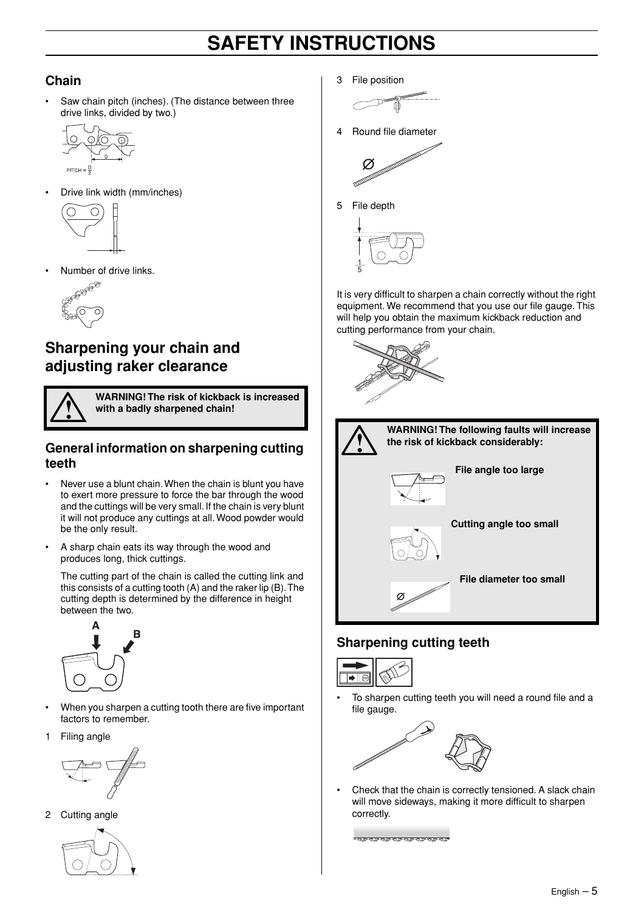# SAFETY INSTRUCTIONS

## Chain

- Saw chain pitch (inches). (The distance between three drive links, divided by two.)

PITCH = $\frac{D}{2}$

- Drive link width (mm/inches)
- Number of drive links.

## Sharpening your chain and adjusting raker clearance

**WARNING! The risk of kickback is increased with a badly sharpened chain!**

### General information on sharpening cutting teeth

- Never use a blunt chain. When the chain is blunt you have to exert more pressure to force the bar through the wood and the cuttings will be very small. If the chain is very blunt it will not produce any cuttings at all. Wood powder would be the only result.
- A sharp chain eats its way through the wood and produces long, thick cuttings.

  The cutting part of the chain is called the cutting link and this consists of a cutting tooth (A) and the raker lip (B). The cutting depth is determined by the difference in height between the two.

- When you sharpen a cutting tooth there are five important factors to remember.

1. Filing angle
2. Cutting angle
3. File position
4. Round file diameter
5. File depth

It is very difficult to sharpen a chain correctly without the right equipment. We recommend that you use our file gauge. This will help you obtain the maximum kickback reduction and cutting performance from your chain.

**WARNING! The following faults will increase the risk of kickback considerably:**

**File angle too large**

**Cutting angle too small**

**File diameter too small**

### Sharpening cutting teeth

- To sharpen cutting teeth you will need a round file and a file gauge.
- Check that the chain is correctly tensioned. A slack chain will move sideways, making it more difficult to sharpen correctly.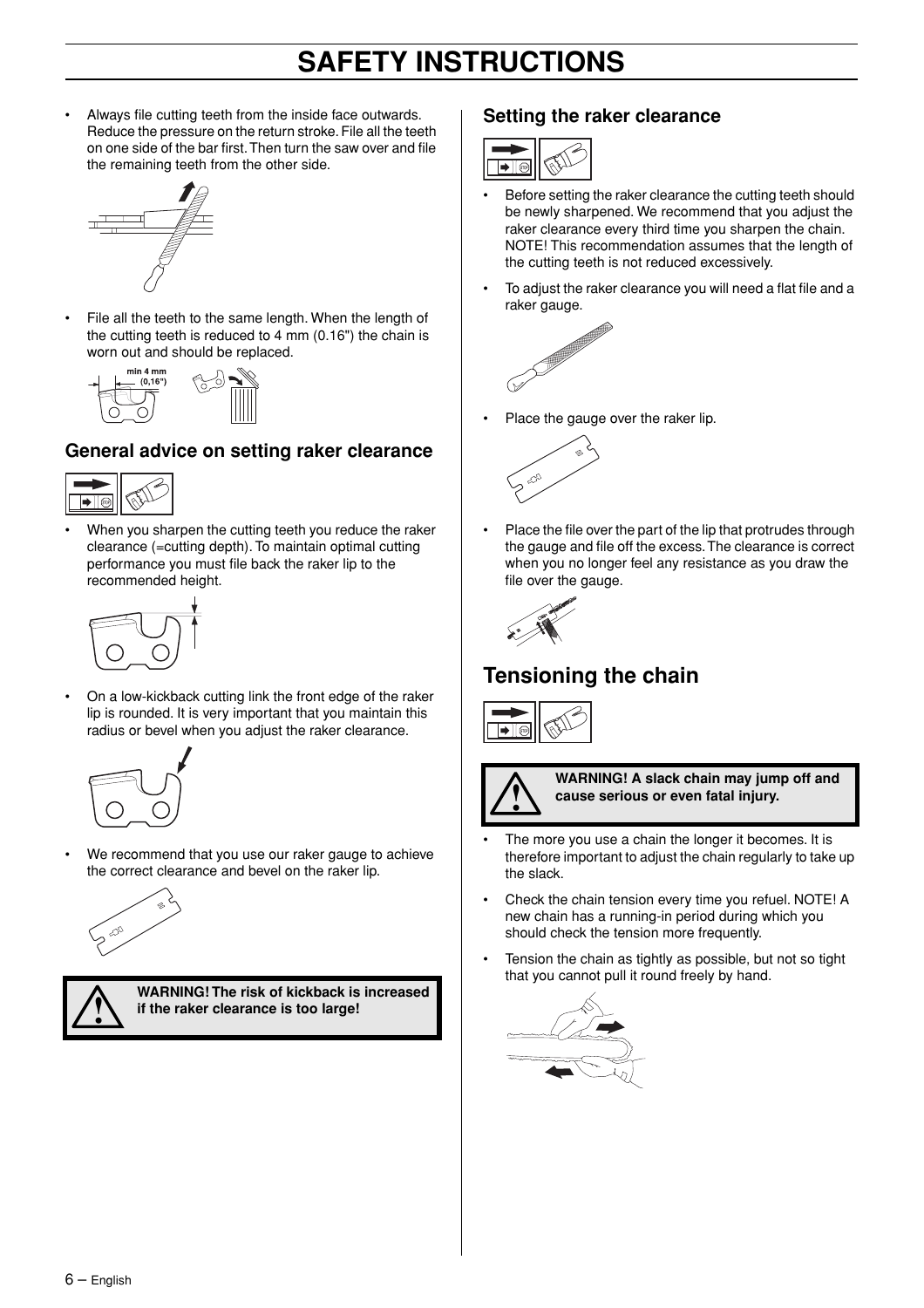- Always file cutting teeth from the inside face outwards. Reduce the pressure on the return stroke. File all the teeth on one side of the bar first. Then turn the saw over and file the remaining teeth from the other side.

- File all the teeth to the same length. When the length of the cutting teeth is reduced to 4 mm (0.16") the chain is worn out and should be replaced.

min 4 mm (0,16")

### General advice on setting raker clearance

- When you sharpen the cutting teeth you reduce the raker clearance (=cutting depth). To maintain optimal cutting performance you must file back the raker lip to the recommended height.

- On a low-kickback cutting link the front edge of the raker lip is rounded. It is very important that you maintain this radius or bevel when you adjust the raker clearance.

- We recommend that you use our raker gauge to achieve the correct clearance and bevel on the raker lip.

**WARNING! The risk of kickback is increased if the raker clearance is too large!**

### Setting the raker clearance

- Before setting the raker clearance the cutting teeth should be newly sharpened. We recommend that you adjust the raker clearance every third time you sharpen the chain. NOTE! This recommendation assumes that the length of the cutting teeth is not reduced excessively.

- To adjust the raker clearance you will need a flat file and a raker gauge.

- Place the gauge over the raker lip.

- Place the file over the part of the lip that protrudes through the gauge and file off the excess. The clearance is correct when you no longer feel any resistance as you draw the file over the gauge.

## Tensioning the chain

**WARNING! A slack chain may jump off and cause serious or even fatal injury.**

- The more you use a chain the longer it becomes. It is therefore important to adjust the chain regularly to take up the slack.

- Check the chain tension every time you refuel. NOTE! A new chain has a running-in period during which you should check the tension more frequently.

- Tension the chain as tightly as possible, but not so tight that you cannot pull it round freely by hand.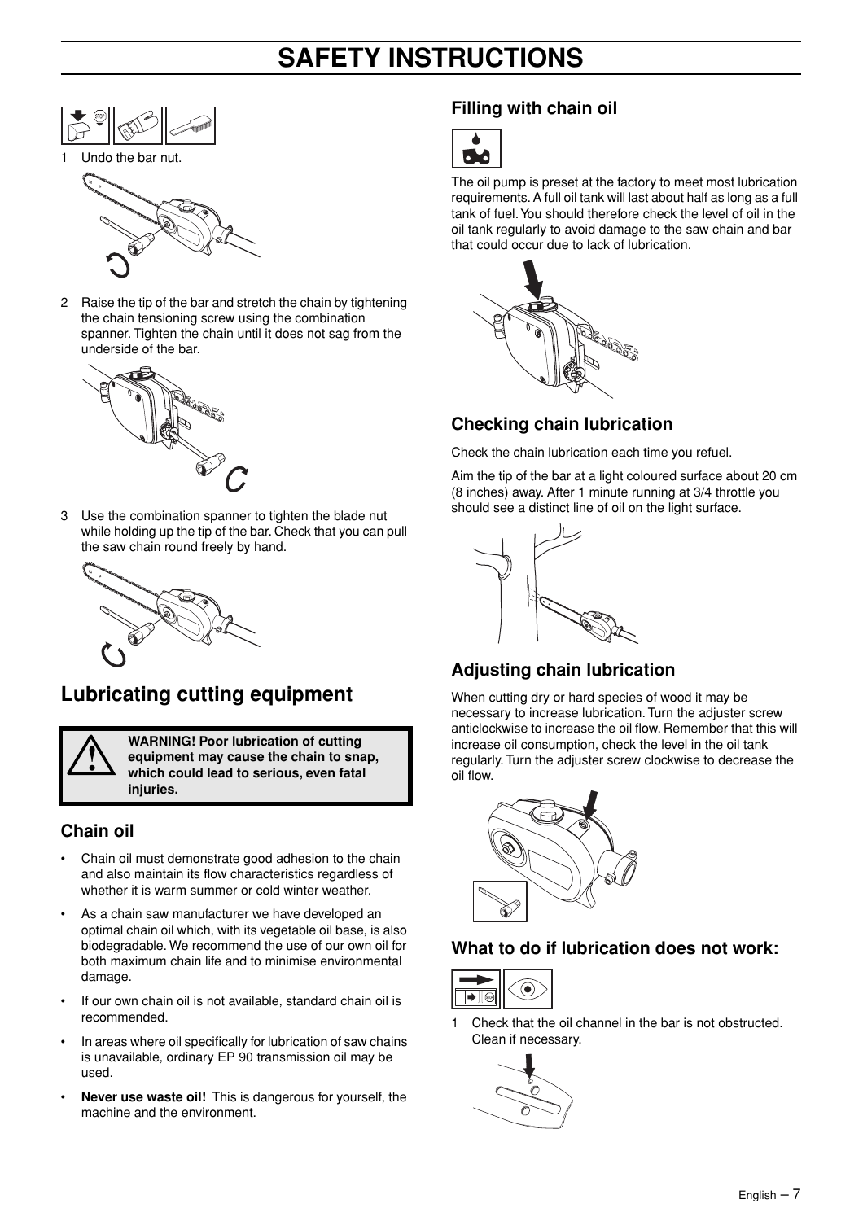1 Undo the bar nut.

2 Raise the tip of the bar and stretch the chain by tightening the chain tensioning screw using the combination spanner. Tighten the chain until it does not sag from the underside of the bar.

3 Use the combination spanner to tighten the blade nut while holding up the tip of the bar. Check that you can pull the saw chain round freely by hand.

## Lubricating cutting equipment

**WARNING! Poor lubrication of cutting equipment may cause the chain to snap, which could lead to serious, even fatal injuries.**

### Chain oil

- Chain oil must demonstrate good adhesion to the chain and also maintain its flow characteristics regardless of whether it is warm summer or cold winter weather.
- As a chain saw manufacturer we have developed an optimal chain oil which, with its vegetable oil base, is also biodegradable. We recommend the use of our own oil for both maximum chain life and to minimise environmental damage.
- If our own chain oil is not available, standard chain oil is recommended.
- In areas where oil specifically for lubrication of saw chains is unavailable, ordinary EP 90 transmission oil may be used.
- **Never use waste oil!** This is dangerous for yourself, the machine and the environment.

### Filling with chain oil

The oil pump is preset at the factory to meet most lubrication requirements. A full oil tank will last about half as long as a full tank of fuel. You should therefore check the level of oil in the oil tank regularly to avoid damage to the saw chain and bar that could occur due to lack of lubrication.

### Checking chain lubrication

Check the chain lubrication each time you refuel.

Aim the tip of the bar at a light coloured surface about 20 cm (8 inches) away. After 1 minute running at 3/4 throttle you should see a distinct line of oil on the light surface.

### Adjusting chain lubrication

When cutting dry or hard species of wood it may be necessary to increase lubrication. Turn the adjuster screw anticlockwise to increase the oil flow. Remember that this will increase oil consumption, check the level in the oil tank regularly. Turn the adjuster screw clockwise to decrease the oil flow.

### What to do if lubrication does not work:

1 Check that the oil channel in the bar is not obstructed. Clean if necessary.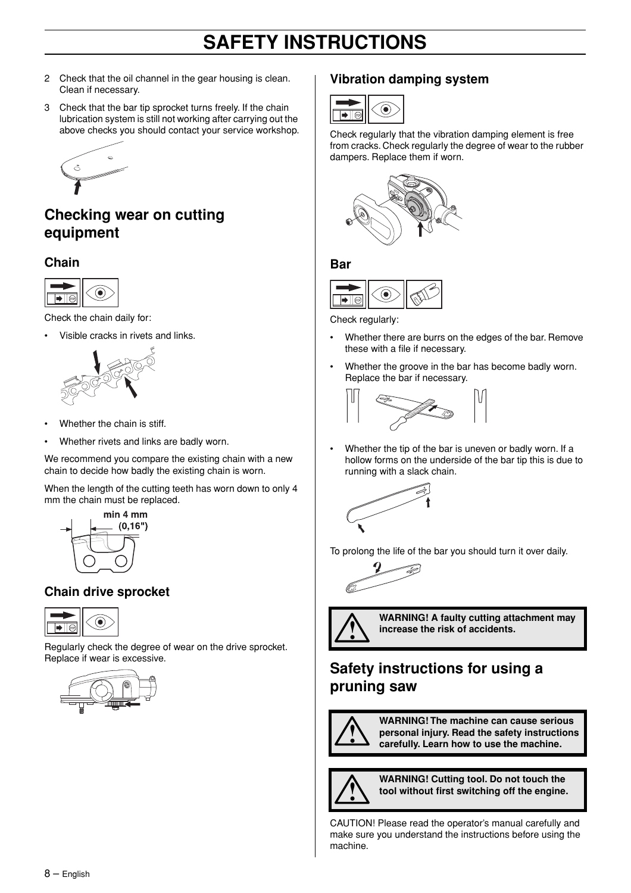2 Check that the oil channel in the gear housing is clean. Clean if necessary.

3 Check that the bar tip sprocket turns freely. If the chain lubrication system is still not working after carrying out the above checks you should contact your service workshop.

## Checking wear on cutting equipment

### Chain

Check the chain daily for:

- Visible cracks in rivets and links.
- Whether the chain is stiff.
- Whether rivets and links are badly worn.

We recommend you compare the existing chain with a new chain to decide how badly the existing chain is worn.

When the length of the cutting teeth has worn down to only 4 mm the chain must be replaced.

min 4 mm (0,16")

### Chain drive sprocket

Regularly check the degree of wear on the drive sprocket. Replace if wear is excessive.

### Vibration damping system

Check regularly that the vibration damping element is free from cracks. Check regularly the degree of wear to the rubber dampers. Replace them if worn.

### Bar

Check regularly:

- Whether there are burrs on the edges of the bar. Remove these with a file if necessary.
- Whether the groove in the bar has become badly worn. Replace the bar if necessary.
- Whether the tip of the bar is uneven or badly worn. If a hollow forms on the underside of the bar tip this is due to running with a slack chain.

To prolong the life of the bar you should turn it over daily.

**WARNING! A faulty cutting attachment may increase the risk of accidents.**

## Safety instructions for using a pruning saw

**WARNING! The machine can cause serious personal injury. Read the safety instructions carefully. Learn how to use the machine.**

**WARNING! Cutting tool. Do not touch the tool without first switching off the engine.**

CAUTION! Please read the operator's manual carefully and make sure you understand the instructions before using the machine.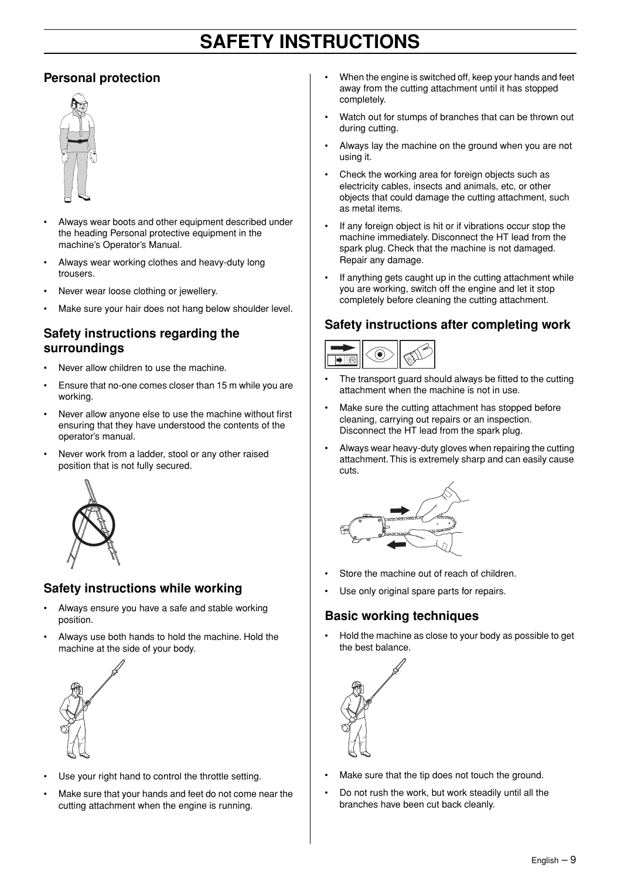# SAFETY INSTRUCTIONS

## Personal protection

- Always wear boots and other equipment described under the heading Personal protective equipment in the machine's Operator's Manual.
- Always wear working clothes and heavy-duty long trousers.
- Never wear loose clothing or jewellery.
- Make sure your hair does not hang below shoulder level.

## Safety instructions regarding the surroundings

- Never allow children to use the machine.
- Ensure that no-one comes closer than 15 m while you are working.
- Never allow anyone else to use the machine without first ensuring that they have understood the contents of the operator's manual.
- Never work from a ladder, stool or any other raised position that is not fully secured.

## Safety instructions while working

- Always ensure you have a safe and stable working position.
- Always use both hands to hold the machine. Hold the machine at the side of your body.
- Use your right hand to control the throttle setting.
- Make sure that your hands and feet do not come near the cutting attachment when the engine is running.
- When the engine is switched off, keep your hands and feet away from the cutting attachment until it has stopped completely.
- Watch out for stumps of branches that can be thrown out during cutting.
- Always lay the machine on the ground when you are not using it.
- Check the working area for foreign objects such as electricity cables, insects and animals, etc, or other objects that could damage the cutting attachment, such as metal items.
- If any foreign object is hit or if vibrations occur stop the machine immediately. Disconnect the HT lead from the spark plug. Check that the machine is not damaged. Repair any damage.
- If anything gets caught up in the cutting attachment while you are working, switch off the engine and let it stop completely before cleaning the cutting attachment.

## Safety instructions after completing work

- The transport guard should always be fitted to the cutting attachment when the machine is not in use.
- Make sure the cutting attachment has stopped before cleaning, carrying out repairs or an inspection. Disconnect the HT lead from the spark plug.
- Always wear heavy-duty gloves when repairing the cutting attachment. This is extremely sharp and can easily cause cuts.
- Store the machine out of reach of children.
- Use only original spare parts for repairs.

## Basic working techniques

- Hold the machine as close to your body as possible to get the best balance.
- Make sure that the tip does not touch the ground.
- Do not rush the work, but work steadily until all the branches have been cut back cleanly.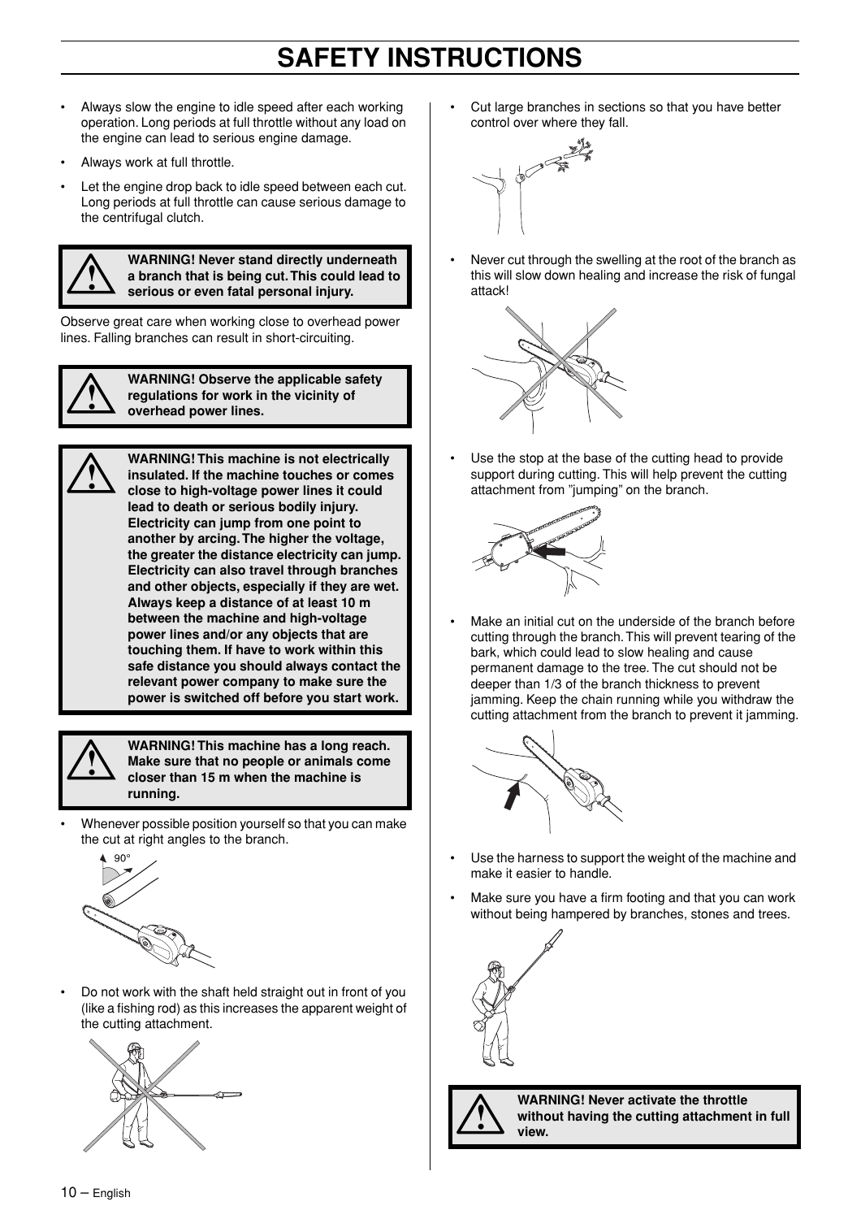# SAFETY INSTRUCTIONS

- Always slow the engine to idle speed after each working operation. Long periods at full throttle without any load on the engine can lead to serious engine damage.
- Always work at full throttle.
- Let the engine drop back to idle speed between each cut. Long periods at full throttle can cause serious damage to the centrifugal clutch.

**WARNING! Never stand directly underneath a branch that is being cut. This could lead to serious or even fatal personal injury.**

Observe great care when working close to overhead power lines. Falling branches can result in short-circuiting.

**WARNING! Observe the applicable safety regulations for work in the vicinity of overhead power lines.**

**WARNING! This machine is not electrically insulated. If the machine touches or comes close to high-voltage power lines it could lead to death or serious bodily injury. Electricity can jump from one point to another by arcing. The higher the voltage, the greater the distance electricity can jump. Electricity can also travel through branches and other objects, especially if they are wet. Always keep a distance of at least 10 m between the machine and high-voltage power lines and/or any objects that are touching them. If have to work within this safe distance you should always contact the relevant power company to make sure the power is switched off before you start work.**

**WARNING! This machine has a long reach. Make sure that no people or animals come closer than 15 m when the machine is running.**

- Whenever possible position yourself so that you can make the cut at right angles to the branch.

90°

- Do not work with the shaft held straight out in front of you (like a fishing rod) as this increases the apparent weight of the cutting attachment.

- Cut large branches in sections so that you have better control over where they fall.

- Never cut through the swelling at the root of the branch as this will slow down healing and increase the risk of fungal attack!

- Use the stop at the base of the cutting head to provide support during cutting. This will help prevent the cutting attachment from "jumping" on the branch.

- Make an initial cut on the underside of the branch before cutting through the branch. This will prevent tearing of the bark, which could lead to slow healing and cause permanent damage to the tree. The cut should not be deeper than 1/3 of the branch thickness to prevent jamming. Keep the chain running while you withdraw the cutting attachment from the branch to prevent it jamming.

- Use the harness to support the weight of the machine and make it easier to handle.
- Make sure you have a firm footing and that you can work without being hampered by branches, stones and trees.

**WARNING! Never activate the throttle without having the cutting attachment in full view.**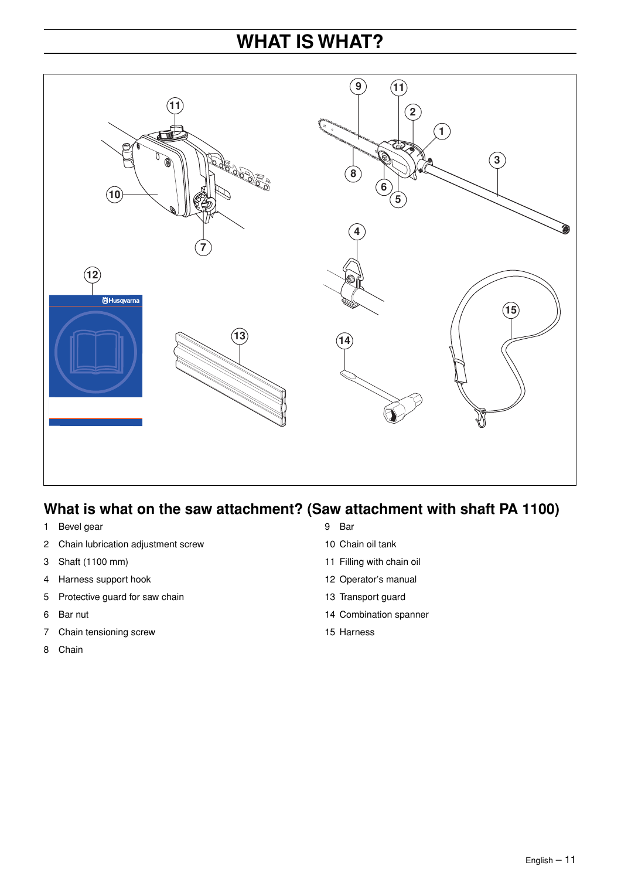# WHAT IS WHAT?

## What is what on the saw attachment? (Saw attachment with shaft PA 1100)

1 Bevel gear
2 Chain lubrication adjustment screw
3 Shaft (1100 mm)
4 Harness support hook
5 Protective guard for saw chain
6 Bar nut
7 Chain tensioning screw
8 Chain
9 Bar
10 Chain oil tank
11 Filling with chain oil
12 Operator's manual
13 Transport guard
14 Combination spanner
15 Harness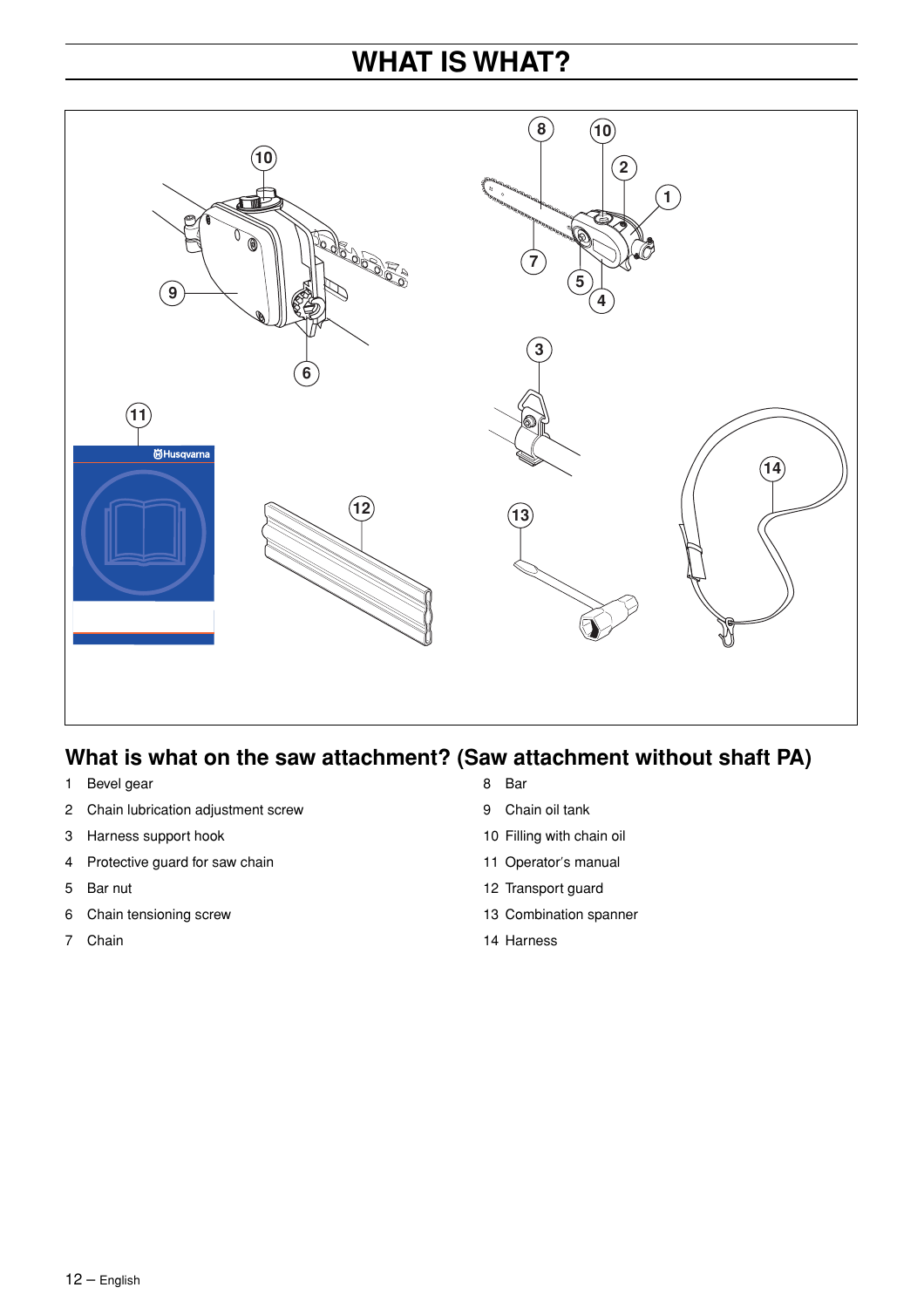# WHAT IS WHAT?

## What is what on the saw attachment? (Saw attachment without shaft PA)

1. Bevel gear
2. Chain lubrication adjustment screw
3. Harness support hook
4. Protective guard for saw chain
5. Bar nut
6. Chain tensioning screw
7. Chain
8. Bar
9. Chain oil tank
10. Filling with chain oil
11. Operator's manual
12. Transport guard
13. Combination spanner
14. Harness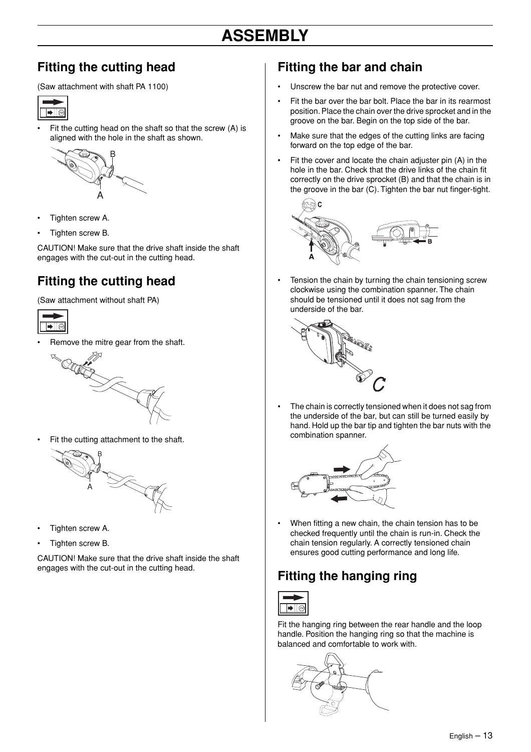# ASSEMBLY

## Fitting the cutting head

(Saw attachment with shaft PA 1100)

- Fit the cutting head on the shaft so that the screw (A) is aligned with the hole in the shaft as shown.

- Tighten screw A.
- Tighten screw B.

CAUTION! Make sure that the drive shaft inside the shaft engages with the cut-out in the cutting head.

## Fitting the cutting head

(Saw attachment without shaft PA)

- Remove the mitre gear from the shaft.

- Fit the cutting attachment to the shaft.

- Tighten screw A.
- Tighten screw B.

CAUTION! Make sure that the drive shaft inside the shaft engages with the cut-out in the cutting head.

## Fitting the bar and chain

- Unscrew the bar nut and remove the protective cover.
- Fit the bar over the bar bolt. Place the bar in its rearmost position. Place the chain over the drive sprocket and in the groove on the bar. Begin on the top side of the bar.
- Make sure that the edges of the cutting links are facing forward on the top edge of the bar.
- Fit the cover and locate the chain adjuster pin (A) in the hole in the bar. Check that the drive links of the chain fit correctly on the drive sprocket (B) and that the chain is in the groove in the bar (C). Tighten the bar nut finger-tight.

- Tension the chain by turning the chain tensioning screw clockwise using the combination spanner. The chain should be tensioned until it does not sag from the underside of the bar.

- The chain is correctly tensioned when it does not sag from the underside of the bar, but can still be turned easily by hand. Hold up the bar tip and tighten the bar nuts with the combination spanner.

- When fitting a new chain, the chain tension has to be checked frequently until the chain is run-in. Check the chain tension regularly. A correctly tensioned chain ensures good cutting performance and long life.

## Fitting the hanging ring

Fit the hanging ring between the rear handle and the loop handle. Position the hanging ring so that the machine is balanced and comfortable to work with.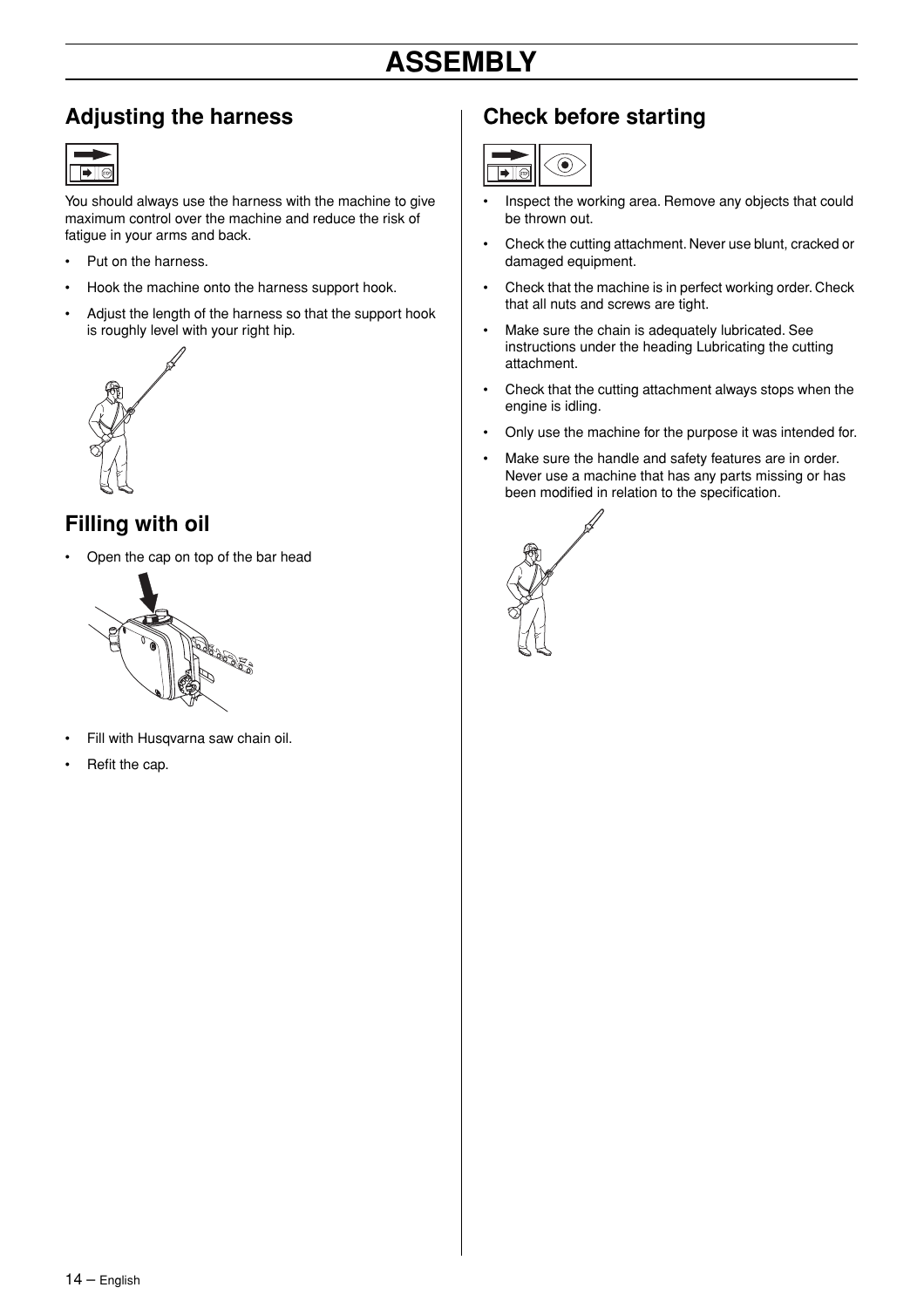# ASSEMBLY

## Adjusting the harness

You should always use the harness with the machine to give maximum control over the machine and reduce the risk of fatigue in your arms and back.

- Put on the harness.
- Hook the machine onto the harness support hook.
- Adjust the length of the harness so that the support hook is roughly level with your right hip.

## Filling with oil

- Open the cap on top of the bar head
- Fill with Husqvarna saw chain oil.
- Refit the cap.

## Check before starting

- Inspect the working area. Remove any objects that could be thrown out.
- Check the cutting attachment. Never use blunt, cracked or damaged equipment.
- Check that the machine is in perfect working order. Check that all nuts and screws are tight.
- Make sure the chain is adequately lubricated. See instructions under the heading Lubricating the cutting attachment.
- Check that the cutting attachment always stops when the engine is idling.
- Only use the machine for the purpose it was intended for.
- Make sure the handle and safety features are in order. Never use a machine that has any parts missing or has been modified in relation to the specification.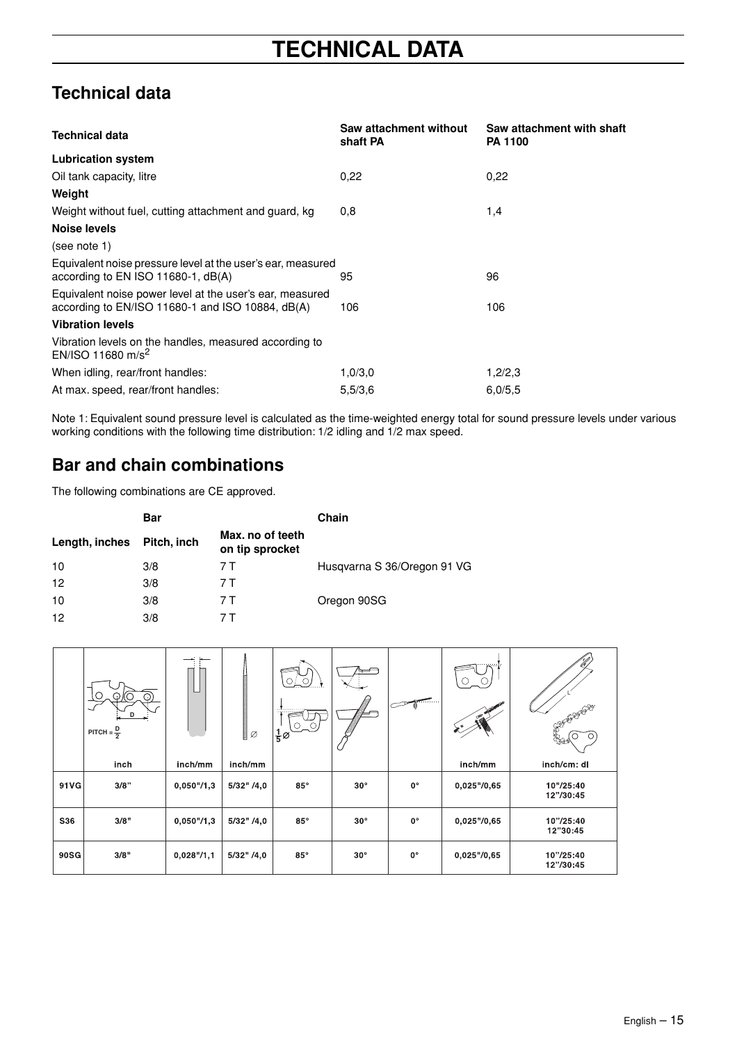# TECHNICAL DATA

## Technical data

| Technical data | Saw attachment without shaft PA | Saw attachment with shaft PA 1100 |
|---|---|---|
| **Lubrication system** | | |
| Oil tank capacity, litre | 0,22 | 0,22 |
| **Weight** | | |
| Weight without fuel, cutting attachment and guard, kg | 0,8 | 1,4 |
| **Noise levels** | | |
| (see note 1) | | |
| Equivalent noise pressure level at the user's ear, measured according to EN ISO 11680-1, dB(A) | 95 | 96 |
| Equivalent noise power level at the user's ear, measured according to EN/ISO 11680-1 and ISO 10884, dB(A) | 106 | 106 |
| **Vibration levels** | | |
| Vibration levels on the handles, measured according to EN/ISO 11680 $m/s^2$ | | |
| When idling, rear/front handles: | 1,0/3,0 | 1,2/2,3 |
| At max. speed, rear/front handles: | 5,5/3,6 | 6,0/5,5 |

Note 1: Equivalent sound pressure level is calculated as the time-weighted energy total for sound pressure levels under various working conditions with the following time distribution: 1/2 idling and 1/2 max speed.

## Bar and chain combinations

The following combinations are CE approved.

| Bar | | | Chain |
|---|---|---|---|
| Length, inches | Pitch, inch | Max. no of teeth on tip sprocket | |
| 10 | 3/8 | 7 T | Husqvarna S 36/Oregon 91 VG |
| 12 | 3/8 | 7 T | |
| 10 | 3/8 | 7 T | Oregon 90SG |
| 12 | 3/8 | 7 T | |

| | PITCH = $\frac{D}{2}$ inch | inch/mm | Ø inch/mm | $\frac{1}{5}$Ø | | | inch/mm | inch/cm: dl |
|---|---|---|---|---|---|---|---|---|
| 91VG | 3/8" | 0,050"/1,3 | 5/32" /4,0 | 85° | 30° | 0° | 0,025"/0,65 | 10"/25:40<br>12"/30:45 |
| S36 | 3/8" | 0,050"/1,3 | 5/32" /4,0 | 85° | 30° | 0° | 0,025"/0,65 | 10"/25:40<br>12"30:45 |
| 90SG | 3/8" | 0,028"/1,1 | 5/32" /4,0 | 85° | 30° | 0° | 0,025"/0,65 | 10"/25:40<br>12"/30:45 |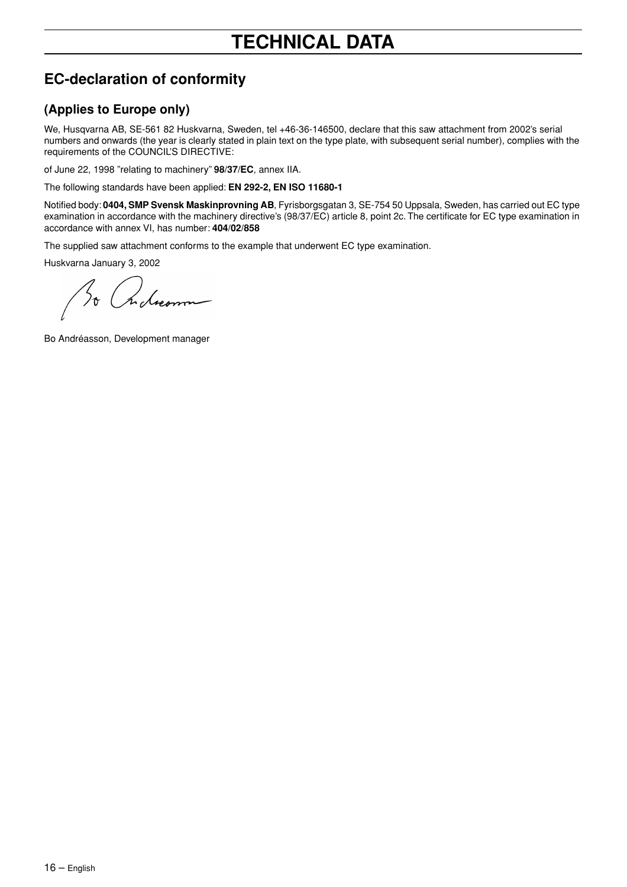# TECHNICAL DATA

## EC-declaration of conformity

### (Applies to Europe only)

We, Husqvarna AB, SE-561 82 Huskvarna, Sweden, tel +46-36-146500, declare that this saw attachment from 2002's serial numbers and onwards (the year is clearly stated in plain text on the type plate, with subsequent serial number), complies with the requirements of the COUNCIL'S DIRECTIVE:

of June 22, 1998 "relating to machinery" **98/37/EC**, annex IIA.

The following standards have been applied: **EN 292-2, EN ISO 11680-1**

Notified body: **0404, SMP Svensk Maskinprovning AB**, Fyrisborgsgatan 3, SE-754 50 Uppsala, Sweden, has carried out EC type examination in accordance with the machinery directive's (98/37/EC) article 8, point 2c. The certificate for EC type examination in accordance with annex VI, has number: **404/02/858**

The supplied saw attachment conforms to the example that underwent EC type examination.

Huskvarna January 3, 2002

Bo Andréasson, Development manager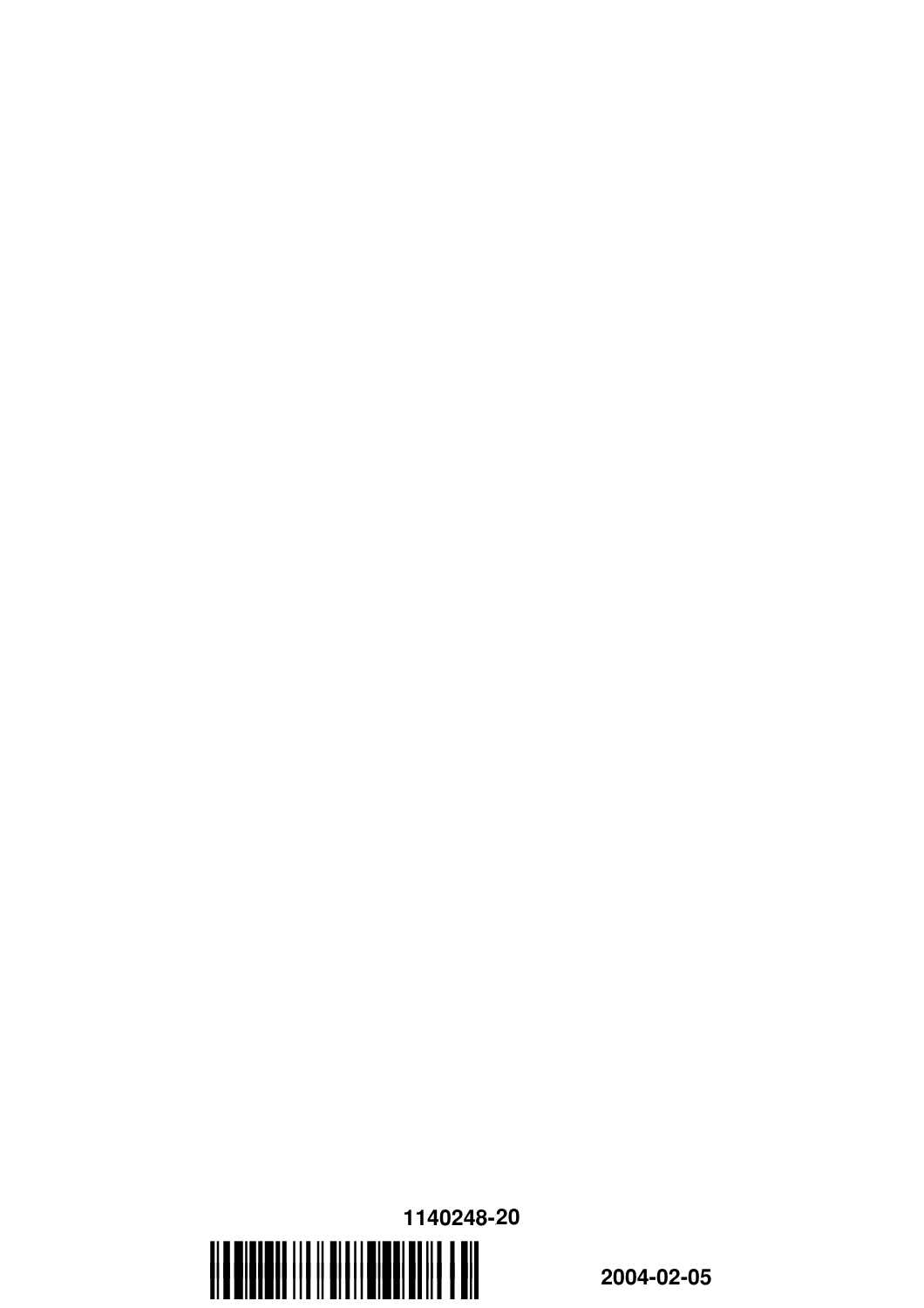1140248-20

2004-02-05